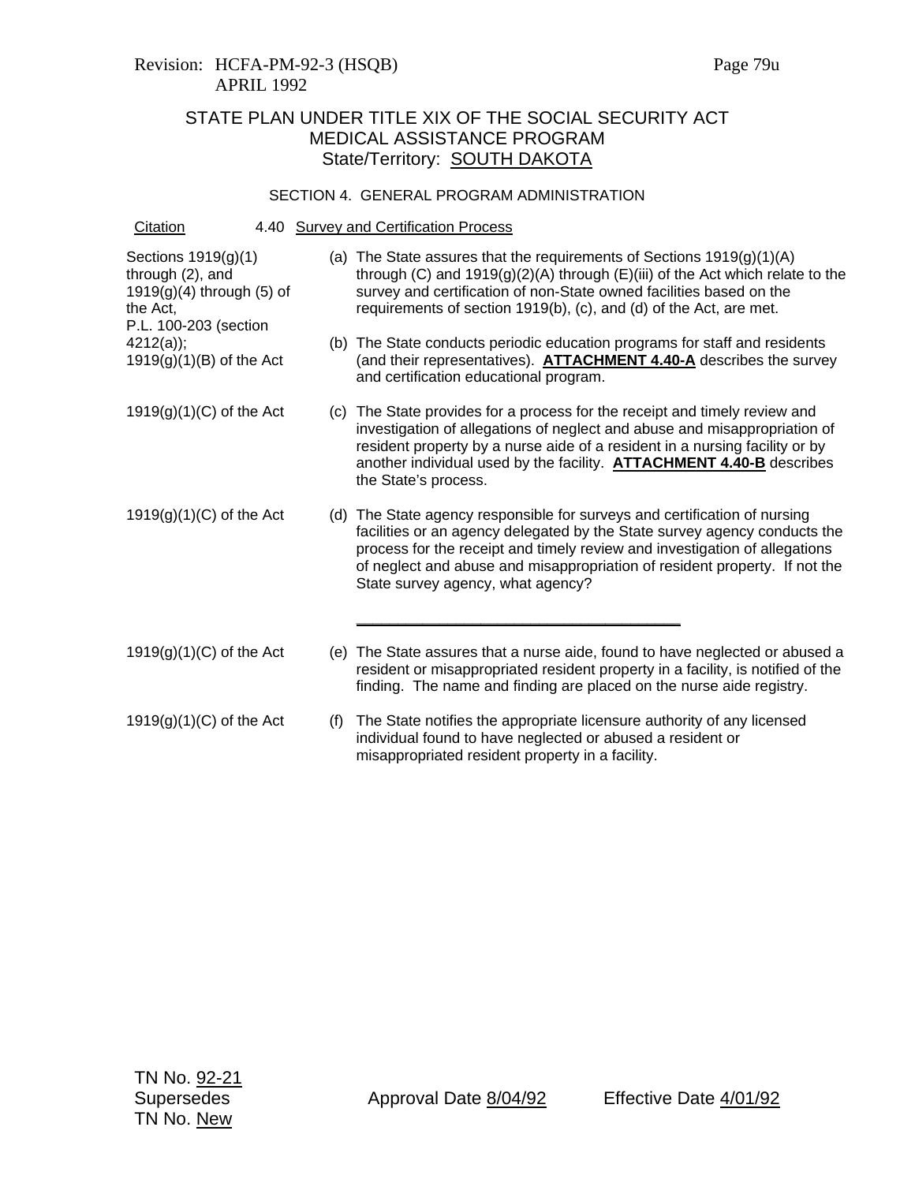Revision: HCFA-PM-92-3 (HSQB)
APRIL 1992

# STATE PLAN UNDER TITLE XIX OF THE SOCIAL SECURITY ACT
## MEDICAL ASSISTANCE PROGRAM
### State/Territory: SOUTH DAKOTA

#### SECTION 4. GENERAL PROGRAM ADMINISTRATION

| Citation | 4.40 Survey and Certification Process |
|---|---|
| Sections 1919(g)(1) through (2), and 1919(g)(4) through (5) of the Act, P.L. 100-203 (section 4212(a)); | (a) The State assures that the requirements of Sections 1919(g)(1)(A) through (C) and 1919(g)(2)(A) through (E)(iii) of the Act which relate to the survey and certification of non-State owned facilities based on the requirements of section 1919(b), (c), and (d) of the Act, are met. |
| 1919(g)(1)(B) of the Act | (b) The State conducts periodic education programs for staff and residents (and their representatives). **ATTACHMENT 4.40-A** describes the survey and certification educational program. |
| 1919(g)(1)(C) of the Act | (c) The State provides for a process for the receipt and timely review and investigation of allegations of neglect and abuse and misappropriation of resident property by a nurse aide of a resident in a nursing facility or by another individual used by the facility. **ATTACHMENT 4.40-B** describes the State's process. |
| 1919(g)(1)(C) of the Act | (d) The State agency responsible for surveys and certification of nursing facilities or an agency delegated by the State survey agency conducts the process for the receipt and timely review and investigation of allegations of neglect and abuse and misappropriation of resident property. If not the State survey agency, what agency? ______________________________ |
| 1919(g)(1)(C) of the Act | (e) The State assures that a nurse aide, found to have neglected or abused a resident or misappropriated resident property in a facility, is notified of the finding. The name and finding are placed on the nurse aide registry. |
| 1919(g)(1)(C) of the Act | (f) The State notifies the appropriate licensure authority of any licensed individual found to have neglected or abused a resident or misappropriated resident property in a facility. |

TN No. 92-21
Supersedes
TN No. New

Approval Date 8/04/92 Effective Date 4/01/92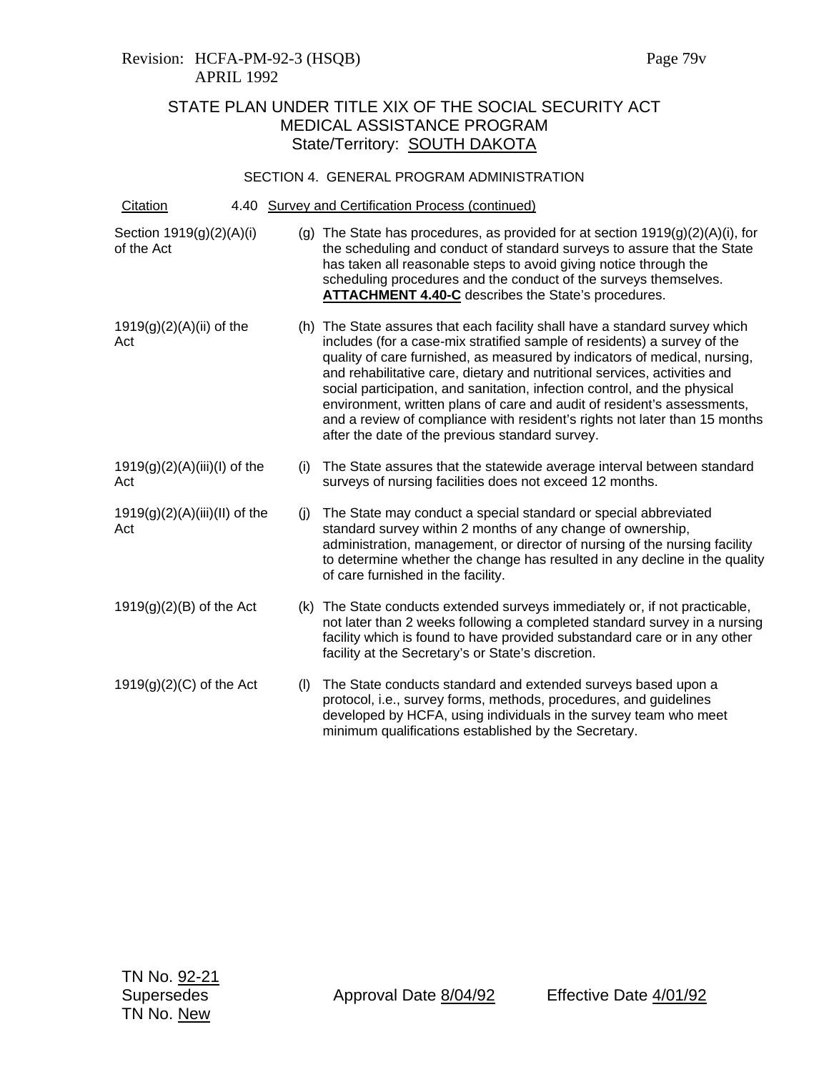Revision: HCFA-PM-92-3 (HSQB)
APRIL 1992

## STATE PLAN UNDER TITLE XIX OF THE SOCIAL SECURITY ACT
## MEDICAL ASSISTANCE PROGRAM
## State/Territory: SOUTH DAKOTA

### SECTION 4. GENERAL PROGRAM ADMINISTRATION

| Citation | 4.40 Survey and Certification Process (continued) |
| --- | --- |
| Section 1919(g)(2)(A)(i) of the Act | (g) The State has procedures, as provided for at section 1919(g)(2)(A)(i), for the scheduling and conduct of standard surveys to assure that the State has taken all reasonable steps to avoid giving notice through the scheduling procedures and the conduct of the surveys themselves. **ATTACHMENT 4.40-C** describes the State's procedures. |
| 1919(g)(2)(A)(ii) of the Act | (h) The State assures that each facility shall have a standard survey which includes (for a case-mix stratified sample of residents) a survey of the quality of care furnished, as measured by indicators of medical, nursing, and rehabilitative care, dietary and nutritional services, activities and social participation, and sanitation, infection control, and the physical environment, written plans of care and audit of resident's assessments, and a review of compliance with resident's rights not later than 15 months after the date of the previous standard survey. |
| 1919(g)(2)(A)(iii)(I) of the Act | (i) The State assures that the statewide average interval between standard surveys of nursing facilities does not exceed 12 months. |
| 1919(g)(2)(A)(iii)(II) of the Act | (j) The State may conduct a special standard or special abbreviated standard survey within 2 months of any change of ownership, administration, management, or director of nursing of the nursing facility to determine whether the change has resulted in any decline in the quality of care furnished in the facility. |
| 1919(g)(2)(B) of the Act | (k) The State conducts extended surveys immediately or, if not practicable, not later than 2 weeks following a completed standard survey in a nursing facility which is found to have provided substandard care or in any other facility at the Secretary's or State's discretion. |
| 1919(g)(2)(C) of the Act | (l) The State conducts standard and extended surveys based upon a protocol, i.e., survey forms, methods, procedures, and guidelines developed by HCFA, using individuals in the survey team who meet minimum qualifications established by the Secretary. |

TN No. 92-21
Supersedes
TN No. New

Approval Date 8/04/92 Effective Date 4/01/92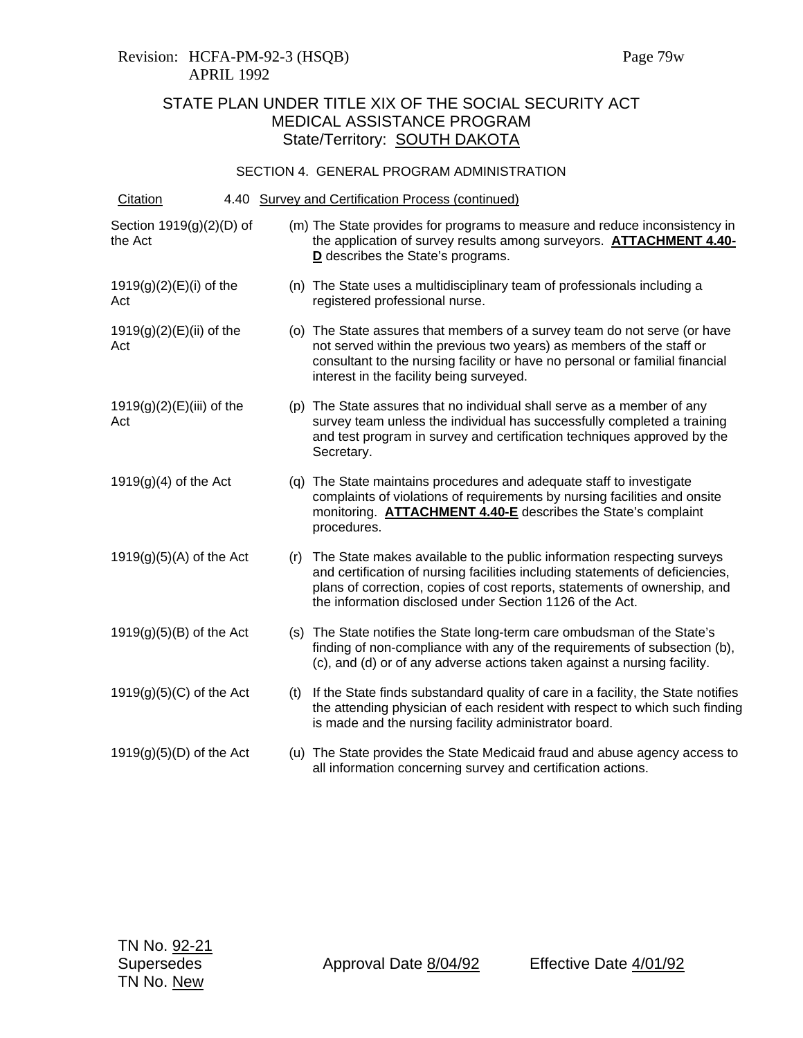Revision: HCFA-PM-92-3 (HSQB)
APRIL 1992

## STATE PLAN UNDER TITLE XIX OF THE SOCIAL SECURITY ACT
## MEDICAL ASSISTANCE PROGRAM
State/Territory: SOUTH DAKOTA

### SECTION 4. GENERAL PROGRAM ADMINISTRATION

| Citation | 4.40 Survey and Certification Process (continued) |
|---|---|
| Section 1919(g)(2)(D) of the Act | (m) The State provides for programs to measure and reduce inconsistency in the application of survey results among surveyors. **ATTACHMENT 4.40-D** describes the State's programs. |
| 1919(g)(2)(E)(i) of the Act | (n) The State uses a multidisciplinary team of professionals including a registered professional nurse. |
| 1919(g)(2)(E)(ii) of the Act | (o) The State assures that members of a survey team do not serve (or have not served within the previous two years) as members of the staff or consultant to the nursing facility or have no personal or familial financial interest in the facility being surveyed. |
| 1919(g)(2)(E)(iii) of the Act | (p) The State assures that no individual shall serve as a member of any survey team unless the individual has successfully completed a training and test program in survey and certification techniques approved by the Secretary. |
| 1919(g)(4) of the Act | (q) The State maintains procedures and adequate staff to investigate complaints of violations of requirements by nursing facilities and onsite monitoring. **ATTACHMENT 4.40-E** describes the State's complaint procedures. |
| 1919(g)(5)(A) of the Act | (r) The State makes available to the public information respecting surveys and certification of nursing facilities including statements of deficiencies, plans of correction, copies of cost reports, statements of ownership, and the information disclosed under Section 1126 of the Act. |
| 1919(g)(5)(B) of the Act | (s) The State notifies the State long-term care ombudsman of the State's finding of non-compliance with any of the requirements of subsection (b), (c), and (d) or of any adverse actions taken against a nursing facility. |
| 1919(g)(5)(C) of the Act | (t) If the State finds substandard quality of care in a facility, the State notifies the attending physician of each resident with respect to which such finding is made and the nursing facility administrator board. |
| 1919(g)(5)(D) of the Act | (u) The State provides the State Medicaid fraud and abuse agency access to all information concerning survey and certification actions. |

TN No. 92-21
Supersedes
TN No. New

Approval Date 8/04/92 Effective Date 4/01/92